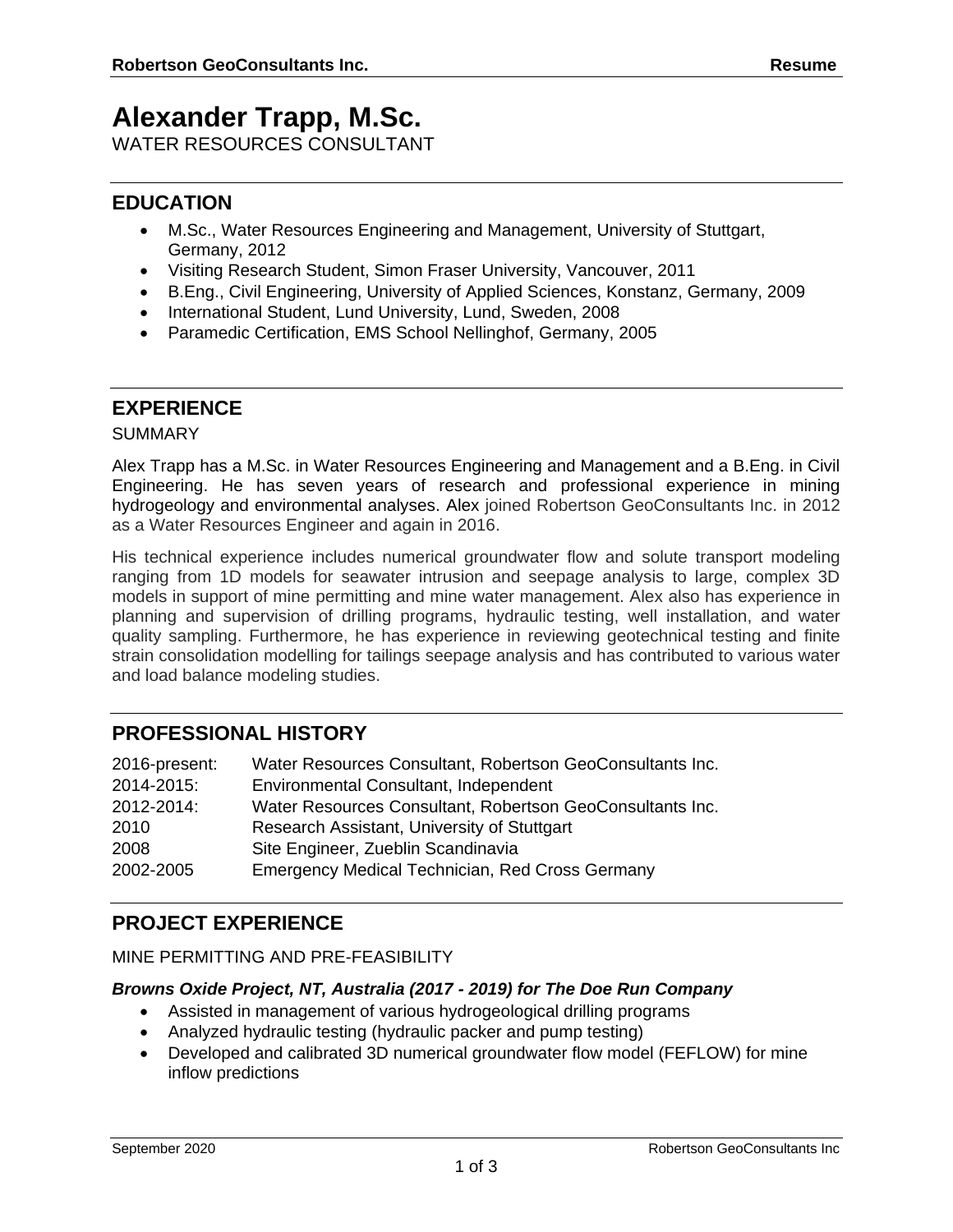# Alexander Trapp, M.Sc.

WATER RESOURCES CONSULTANT

## EDUCATION

- M.Sc., Water Resources Engineering and Management, University of Stuttgart, Germany, 2012
- Visiting Research Student, Simon Fraser University, Vancouver, 2011
- B.Eng., Civil Engineering, University of Applied Sciences, Konstanz, Germany, 2009
- International Student, Lund University, Lund, Sweden, 2008
- Paramedic Certification, EMS School Nellinghof, Germany, 2005

## EXPERIENCE

SUMMARY

Alex Trapp has a M.Sc. in Water Resources Engineering and Management and a B.Eng. in Civil Engineering. He has seven years of research and professional experience in mining hydrogeology and environmental analyses. Alex joined Robertson GeoConsultants Inc. in 2012 as a Water Resources Engineer and again in 2016.

His technical experience includes numerical groundwater flow and solute transport modeling ranging from 1D models for seawater intrusion and seepage analysis to large, complex 3D models in support of mine permitting and mine water management. Alex also has experience in planning and supervision of drilling programs, hydraulic testing, well installation, and water quality sampling. Furthermore, he has experience in reviewing geotechnical testing and finite strain consolidation modelling for tailings seepage analysis and has contributed to various water and load balance modeling studies.

## PROFESSIONAL HISTORY

| | |
|---|---|
| 2016-present: | Water Resources Consultant, Robertson GeoConsultants Inc. |
| 2014-2015: | Environmental Consultant, Independent |
| 2012-2014: | Water Resources Consultant, Robertson GeoConsultants Inc. |
| 2010 | Research Assistant, University of Stuttgart |
| 2008 | Site Engineer, Zueblin Scandinavia |
| 2002-2005 | Emergency Medical Technician, Red Cross Germany |

## PROJECT EXPERIENCE

MINE PERMITTING AND PRE-FEASIBILITY

***Browns Oxide Project, NT, Australia (2017 - 2019) for The Doe Run Company***

- Assisted in management of various hydrogeological drilling programs
- Analyzed hydraulic testing (hydraulic packer and pump testing)
- Developed and calibrated 3D numerical groundwater flow model (FEFLOW) for mine inflow predictions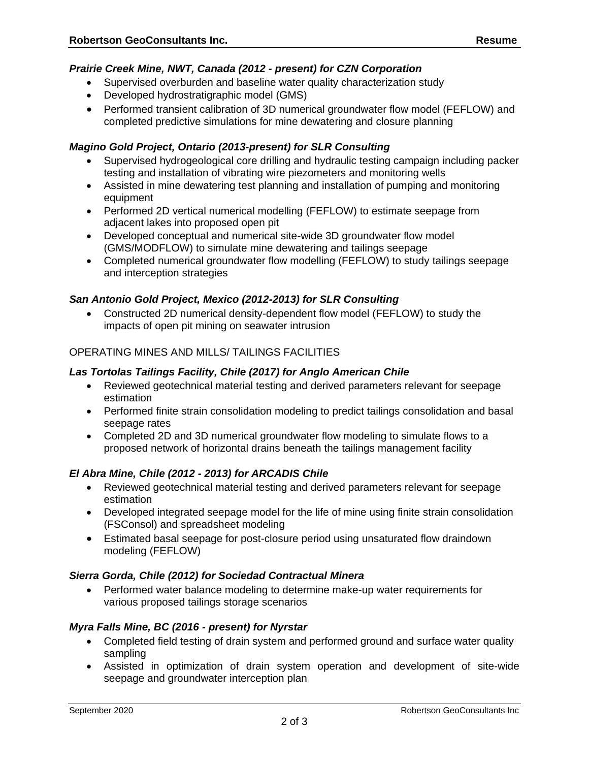***Prairie Creek Mine, NWT, Canada (2012 - present) for CZN Corporation***

- Supervised overburden and baseline water quality characterization study
- Developed hydrostratigraphic model (GMS)
- Performed transient calibration of 3D numerical groundwater flow model (FEFLOW) and completed predictive simulations for mine dewatering and closure planning

***Magino Gold Project, Ontario (2013-present) for SLR Consulting***

- Supervised hydrogeological core drilling and hydraulic testing campaign including packer testing and installation of vibrating wire piezometers and monitoring wells
- Assisted in mine dewatering test planning and installation of pumping and monitoring equipment
- Performed 2D vertical numerical modelling (FEFLOW) to estimate seepage from adjacent lakes into proposed open pit
- Developed conceptual and numerical site-wide 3D groundwater flow model (GMS/MODFLOW) to simulate mine dewatering and tailings seepage
- Completed numerical groundwater flow modelling (FEFLOW) to study tailings seepage and interception strategies

***San Antonio Gold Project, Mexico (2012-2013) for SLR Consulting***

- Constructed 2D numerical density-dependent flow model (FEFLOW) to study the impacts of open pit mining on seawater intrusion

OPERATING MINES AND MILLS/ TAILINGS FACILITIES

***Las Tortolas Tailings Facility, Chile (2017) for Anglo American Chile***

- Reviewed geotechnical material testing and derived parameters relevant for seepage estimation
- Performed finite strain consolidation modeling to predict tailings consolidation and basal seepage rates
- Completed 2D and 3D numerical groundwater flow modeling to simulate flows to a proposed network of horizontal drains beneath the tailings management facility

***El Abra Mine, Chile (2012 - 2013) for ARCADIS Chile***

- Reviewed geotechnical material testing and derived parameters relevant for seepage estimation
- Developed integrated seepage model for the life of mine using finite strain consolidation (FSConsol) and spreadsheet modeling
- Estimated basal seepage for post-closure period using unsaturated flow draindown modeling (FEFLOW)

***Sierra Gorda, Chile (2012) for Sociedad Contractual Minera***

- Performed water balance modeling to determine make-up water requirements for various proposed tailings storage scenarios

***Myra Falls Mine, BC (2016 - present) for Nyrstar***

- Completed field testing of drain system and performed ground and surface water quality sampling
- Assisted in optimization of drain system operation and development of site-wide seepage and groundwater interception plan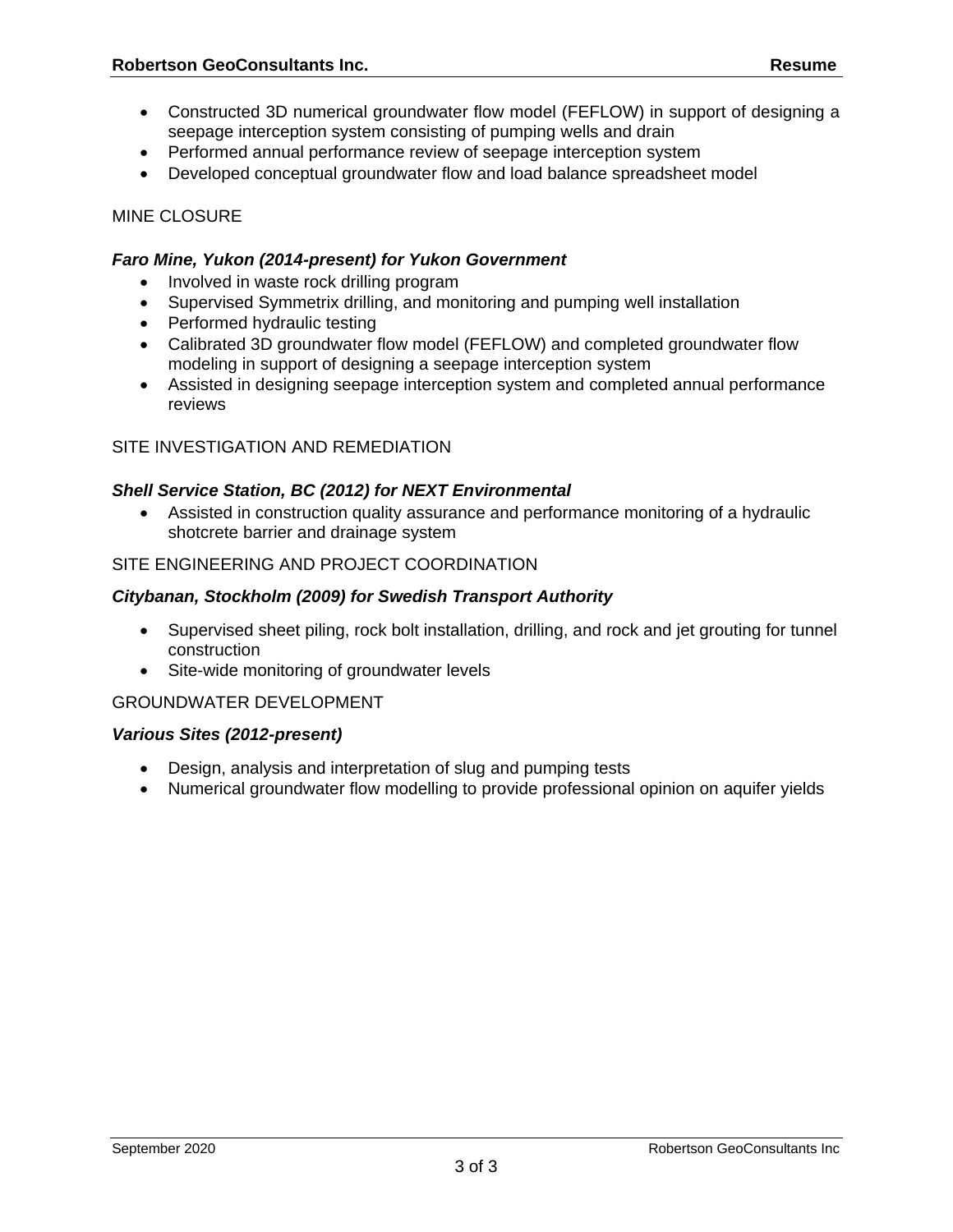- Constructed 3D numerical groundwater flow model (FEFLOW) in support of designing a seepage interception system consisting of pumping wells and drain
- Performed annual performance review of seepage interception system
- Developed conceptual groundwater flow and load balance spreadsheet model

MINE CLOSURE

***Faro Mine, Yukon (2014-present) for Yukon Government***

- Involved in waste rock drilling program
- Supervised Symmetrix drilling, and monitoring and pumping well installation
- Performed hydraulic testing
- Calibrated 3D groundwater flow model (FEFLOW) and completed groundwater flow modeling in support of designing a seepage interception system
- Assisted in designing seepage interception system and completed annual performance reviews

SITE INVESTIGATION AND REMEDIATION

***Shell Service Station, BC (2012) for NEXT Environmental***

- Assisted in construction quality assurance and performance monitoring of a hydraulic shotcrete barrier and drainage system

SITE ENGINEERING AND PROJECT COORDINATION

***Citybanan, Stockholm (2009) for Swedish Transport Authority***

- Supervised sheet piling, rock bolt installation, drilling, and rock and jet grouting for tunnel construction
- Site-wide monitoring of groundwater levels

GROUNDWATER DEVELOPMENT

***Various Sites (2012-present)***

- Design, analysis and interpretation of slug and pumping tests
- Numerical groundwater flow modelling to provide professional opinion on aquifer yields